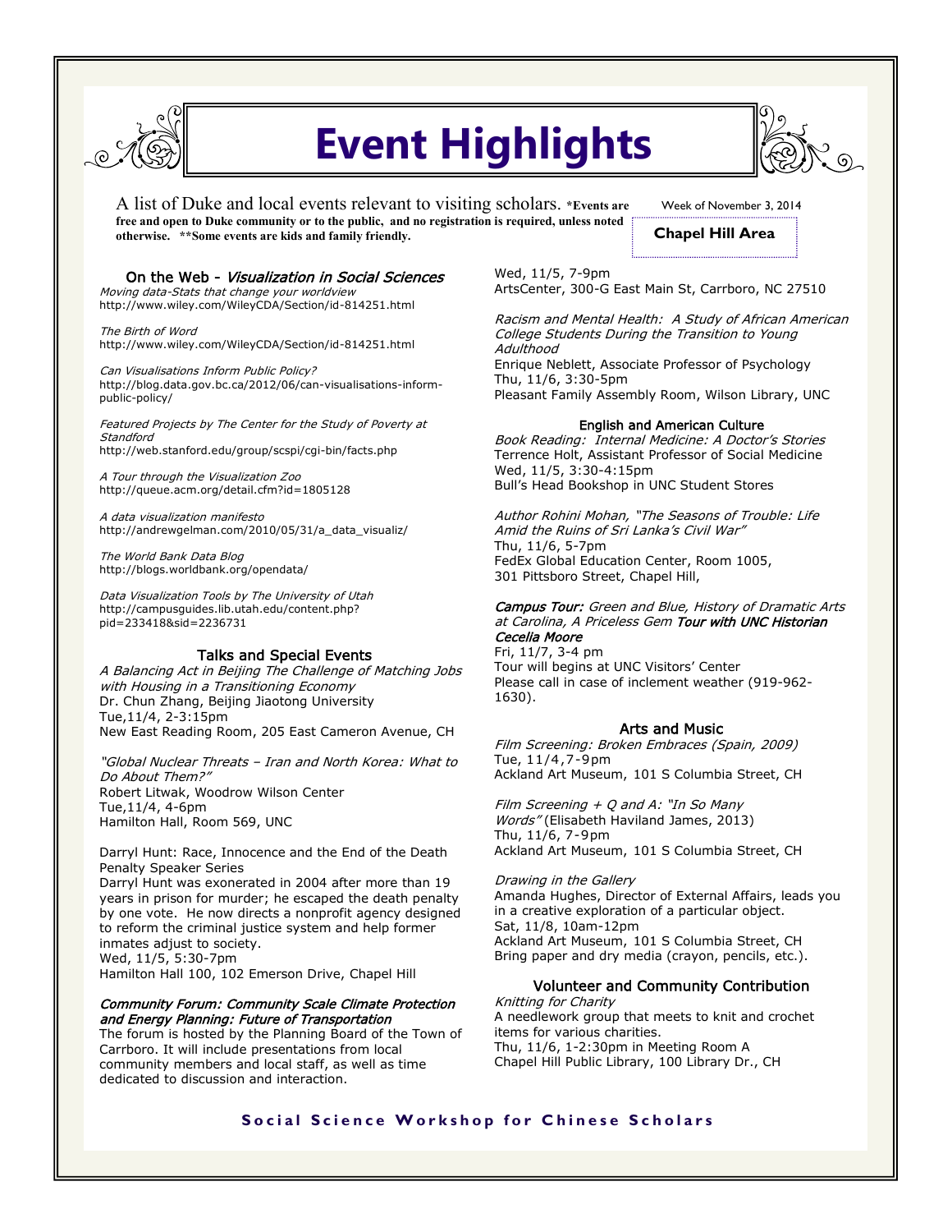# Event Highlights

A list of Duke and local events relevant to visiting scholars. **\*Events are free and open to Duke community or to the public, and no registration is required, unless noted otherwise. \*\*Some events are kids and family friendly.**

Week of November 3, 2014

**Chapel Hill Area**

## On the Web - *Visualization in Social Sciences*

*Moving data-Stats that change your worldview*
http://www.wiley.com/WileyCDA/Section/id-814251.html

*The Birth of Word*
http://www.wiley.com/WileyCDA/Section/id-814251.html

*Can Visualisations Inform Public Policy?*
http://blog.data.gov.bc.ca/2012/06/can-visualisations-inform-public-policy/

*Featured Projects by The Center for the Study of Poverty at Standford*
http://web.stanford.edu/group/scspi/cgi-bin/facts.php

*A Tour through the Visualization Zoo*
http://queue.acm.org/detail.cfm?id=1805128

*A data visualization manifesto*
http://andrewgelman.com/2010/05/31/a_data_visualiz/

*The World Bank Data Blog*
http://blogs.worldbank.org/opendata/

*Data Visualization Tools by The University of Utah*
http://campusguides.lib.utah.edu/content.php?pid=233418&sid=2236731

## Talks and Special Events

*A Balancing Act in Beijing The Challenge of Matching Jobs with Housing in a Transitioning Economy*
Dr. Chun Zhang, Beijing Jiaotong University
Tue,11/4, 2-3:15pm
New East Reading Room, 205 East Cameron Avenue, CH

*"Global Nuclear Threats – Iran and North Korea: What to Do About Them?"*
Robert Litwak, Woodrow Wilson Center
Tue,11/4, 4-6pm
Hamilton Hall, Room 569, UNC

Darryl Hunt: Race, Innocence and the End of the Death Penalty Speaker Series
Darryl Hunt was exonerated in 2004 after more than 19 years in prison for murder; he escaped the death penalty by one vote. He now directs a nonprofit agency designed to reform the criminal justice system and help former inmates adjust to society.
Wed, 11/5, 5:30-7pm
Hamilton Hall 100, 102 Emerson Drive, Chapel Hill

***Community Forum: Community Scale Climate Protection and Energy Planning: Future of Transportation***
The forum is hosted by the Planning Board of the Town of Carrboro. It will include presentations from local community members and local staff, as well as time dedicated to discussion and interaction.
Wed, 11/5, 7-9pm
ArtsCenter, 300-G East Main St, Carrboro, NC 27510

*Racism and Mental Health: A Study of African American College Students During the Transition to Young Adulthood*
Enrique Neblett, Associate Professor of Psychology
Thu, 11/6, 3:30-5pm
Pleasant Family Assembly Room, Wilson Library, UNC

## English and American Culture

*Book Reading: Internal Medicine: A Doctor's Stories*
Terrence Holt, Assistant Professor of Social Medicine
Wed, 11/5, 3:30-4:15pm
Bull's Head Bookshop in UNC Student Stores

*Author Rohini Mohan, "The Seasons of Trouble: Life Amid the Ruins of Sri Lanka's Civil War"*
Thu, 11/6, 5-7pm
FedEx Global Education Center, Room 1005, 301 Pittsboro Street, Chapel Hill,

***Campus Tour:*** *Green and Blue, History of Dramatic Arts at Carolina, A Priceless Gem* ***Tour with UNC Historian Cecelia Moore***
Fri, 11/7, 3-4 pm
Tour will begins at UNC Visitors' Center
Please call in case of inclement weather (919-962-1630).

## Arts and Music

*Film Screening: Broken Embraces (Spain, 2009)*
Tue, 11/4,7-9pm
Ackland Art Museum, 101 S Columbia Street, CH

*Film Screening + Q and A: "In So Many Words"* (Elisabeth Haviland James, 2013)
Thu, 11/6, 7-9pm
Ackland Art Museum, 101 S Columbia Street, CH

*Drawing in the Gallery*
Amanda Hughes, Director of External Affairs, leads you in a creative exploration of a particular object.
Sat, 11/8, 10am-12pm
Ackland Art Museum, 101 S Columbia Street, CH
Bring paper and dry media (crayon, pencils, etc.).

## Volunteer and Community Contribution

*Knitting for Charity*
A needlework group that meets to knit and crochet items for various charities.
Thu, 11/6, 1-2:30pm in Meeting Room A
Chapel Hill Public Library, 100 Library Dr., CH

**Social Science Workshop for Chinese Scholars**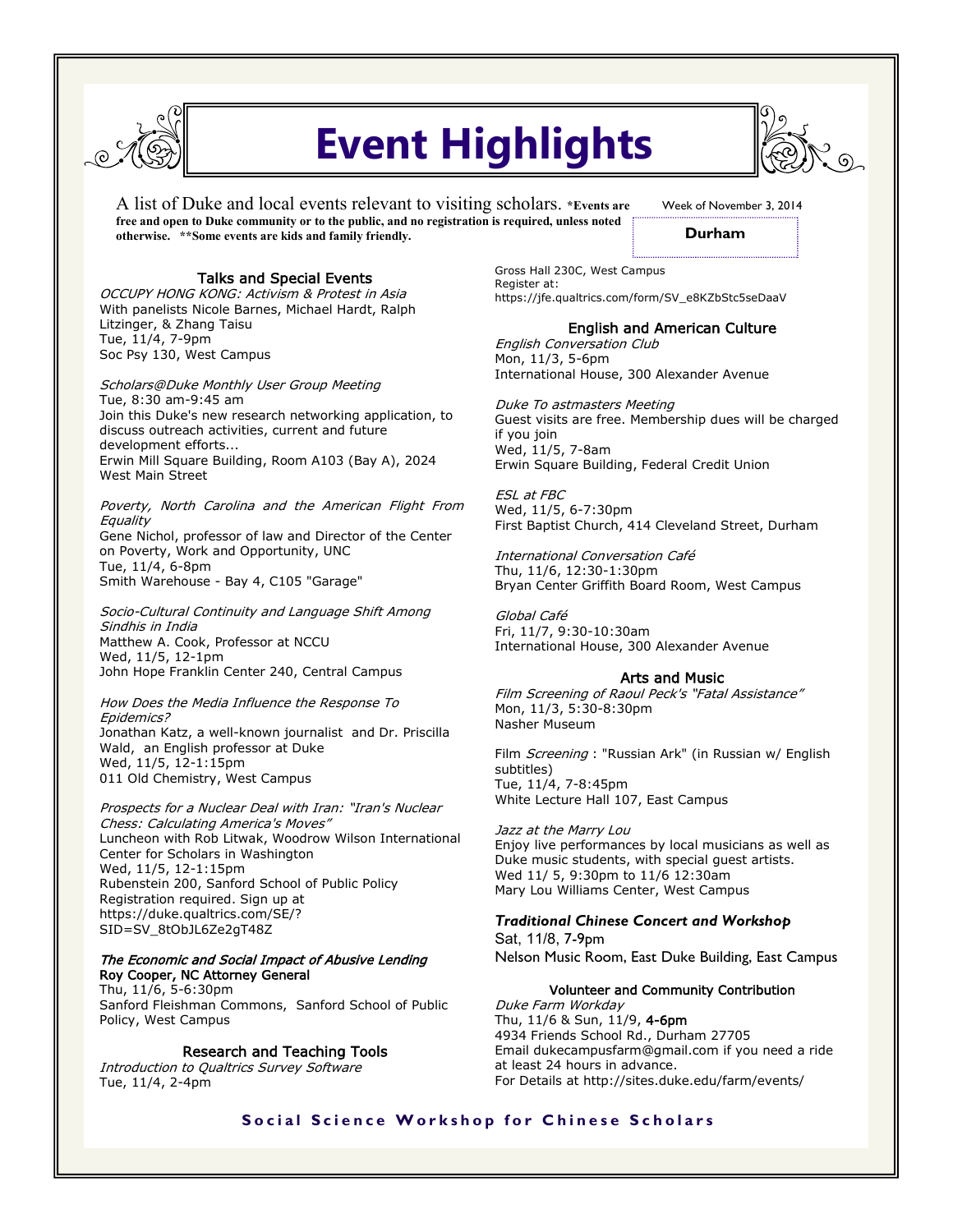# Event Highlights

A list of Duke and local events relevant to visiting scholars. ***Events are free and open to Duke community or to the public, and no registration is required, unless noted otherwise. **Some events are kids and family friendly.**

Week of November 3, 2014

**Durham**

## Talks and Special Events

*OCCUPY HONG KONG: Activism & Protest in Asia*
With panelists Nicole Barnes, Michael Hardt, Ralph Litzinger, & Zhang Taisu
Tue, 11/4, 7-9pm
Soc Psy 130, West Campus

*Scholars@Duke Monthly User Group Meeting*
Tue, 8:30 am-9:45 am
Join this Duke's new research networking application, to discuss outreach activities, current and future development efforts...
Erwin Mill Square Building, Room A103 (Bay A), 2024 West Main Street

*Poverty, North Carolina and the American Flight From Equality*
Gene Nichol, professor of law and Director of the Center on Poverty, Work and Opportunity, UNC
Tue, 11/4, 6-8pm
Smith Warehouse - Bay 4, C105 "Garage"

*Socio-Cultural Continuity and Language Shift Among Sindhis in India*
Matthew A. Cook, Professor at NCCU
Wed, 11/5, 12-1pm
John Hope Franklin Center 240, Central Campus

*How Does the Media Influence the Response To Epidemics?*
Jonathan Katz, a well-known journalist and Dr. Priscilla Wald, an English professor at Duke
Wed, 11/5, 12-1:15pm
011 Old Chemistry, West Campus

*Prospects for a Nuclear Deal with Iran: "Iran's Nuclear Chess: Calculating America's Moves"*
Luncheon with Rob Litwak, Woodrow Wilson International Center for Scholars in Washington
Wed, 11/5, 12-1:15pm
Rubenstein 200, Sanford School of Public Policy
Registration required. Sign up at https://duke.qualtrics.com/SE/?SID=SV_8tObJL6Ze2gT48Z

***The Economic and Social Impact of Abusive Lending***
**Roy Cooper, NC Attorney General**
Thu, 11/6, 5-6:30pm
Sanford Fleishman Commons, Sanford School of Public Policy, West Campus

## Research and Teaching Tools

*Introduction to Qualtrics Survey Software*
Tue, 11/4, 2-4pm
Gross Hall 230C, West Campus
Register at: https://jfe.qualtrics.com/form/SV_e8KZbStc5seDaaV

## English and American Culture

*English Conversation Club*
Mon, 11/3, 5-6pm
International House, 300 Alexander Avenue

*Duke To astmasters Meeting*
Guest visits are free. Membership dues will be charged if you join
Wed, 11/5, 7-8am
Erwin Square Building, Federal Credit Union

*ESL at FBC*
Wed, 11/5, 6-7:30pm
First Baptist Church, 414 Cleveland Street, Durham

*International Conversation Café*
Thu, 11/6, 12:30-1:30pm
Bryan Center Griffith Board Room, West Campus

*Global Café*
Fri, 11/7, 9:30-10:30am
International House, 300 Alexander Avenue

## Arts and Music

*Film Screening of Raoul Peck's "Fatal Assistance"*
Mon, 11/3, 5:30-8:30pm
Nasher Museum

Film *Screening* : "Russian Ark" (in Russian w/ English subtitles)
Tue, 11/4, 7-8:45pm
White Lecture Hall 107, East Campus

*Jazz at the Marry Lou*
Enjoy live performances by local musicians as well as Duke music students, with special guest artists.
Wed 11/ 5, 9:30pm to 11/6 12:30am
Mary Lou Williams Center, West Campus

***Traditional Chinese Concert and Workshop***
Sat, 11/8, 7-9pm
Nelson Music Room, East Duke Building, East Campus

## Volunteer and Community Contribution

*Duke Farm Workday*
Thu, 11/6 & Sun, 11/9, 4-6pm
4934 Friends School Rd., Durham 27705
Email dukecampusfarm@gmail.com if you need a ride at least 24 hours in advance.
For Details at http://sites.duke.edu/farm/events/

**Social Science Workshop for Chinese Scholars**